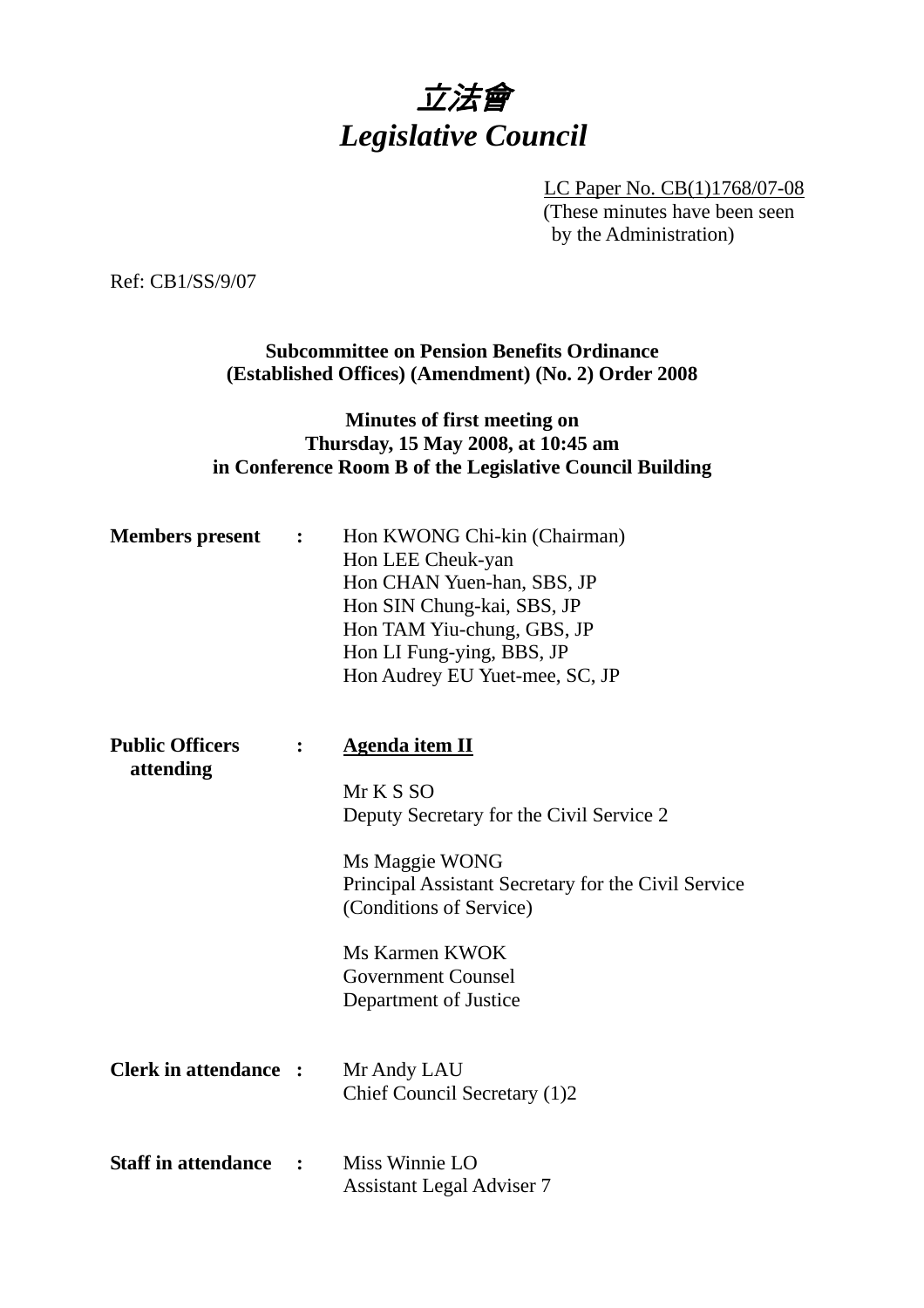# *立法會*
# *Legislative Council*

LC Paper No. CB(1)1768/07-08
(These minutes have been seen by the Administration)

Ref: CB1/SS/9/07

**Subcommittee on Pension Benefits Ordinance (Established Offices) (Amendment) (No. 2) Order 2008**

**Minutes of first meeting on Thursday, 15 May 2008, at 10:45 am in Conference Room B of the Legislative Council Building**

| | | |
|---|---|---|
| **Members present** | **:** | Hon KWONG Chi-kin (Chairman)<br>Hon LEE Cheuk-yan<br>Hon CHAN Yuen-han, SBS, JP<br>Hon SIN Chung-kai, SBS, JP<br>Hon TAM Yiu-chung, GBS, JP<br>Hon LI Fung-ying, BBS, JP<br>Hon Audrey EU Yuet-mee, SC, JP |
| **Public Officers attending** | **:** | <u>**Agenda item II**</u><br><br>Mr K S SO<br>Deputy Secretary for the Civil Service 2<br><br>Ms Maggie WONG<br>Principal Assistant Secretary for the Civil Service (Conditions of Service)<br><br>Ms Karmen KWOK<br>Government Counsel<br>Department of Justice |
| **Clerk in attendance** | **:** | Mr Andy LAU<br>Chief Council Secretary (1)2 |
| **Staff in attendance** | **:** | Miss Winnie LO<br>Assistant Legal Adviser 7 |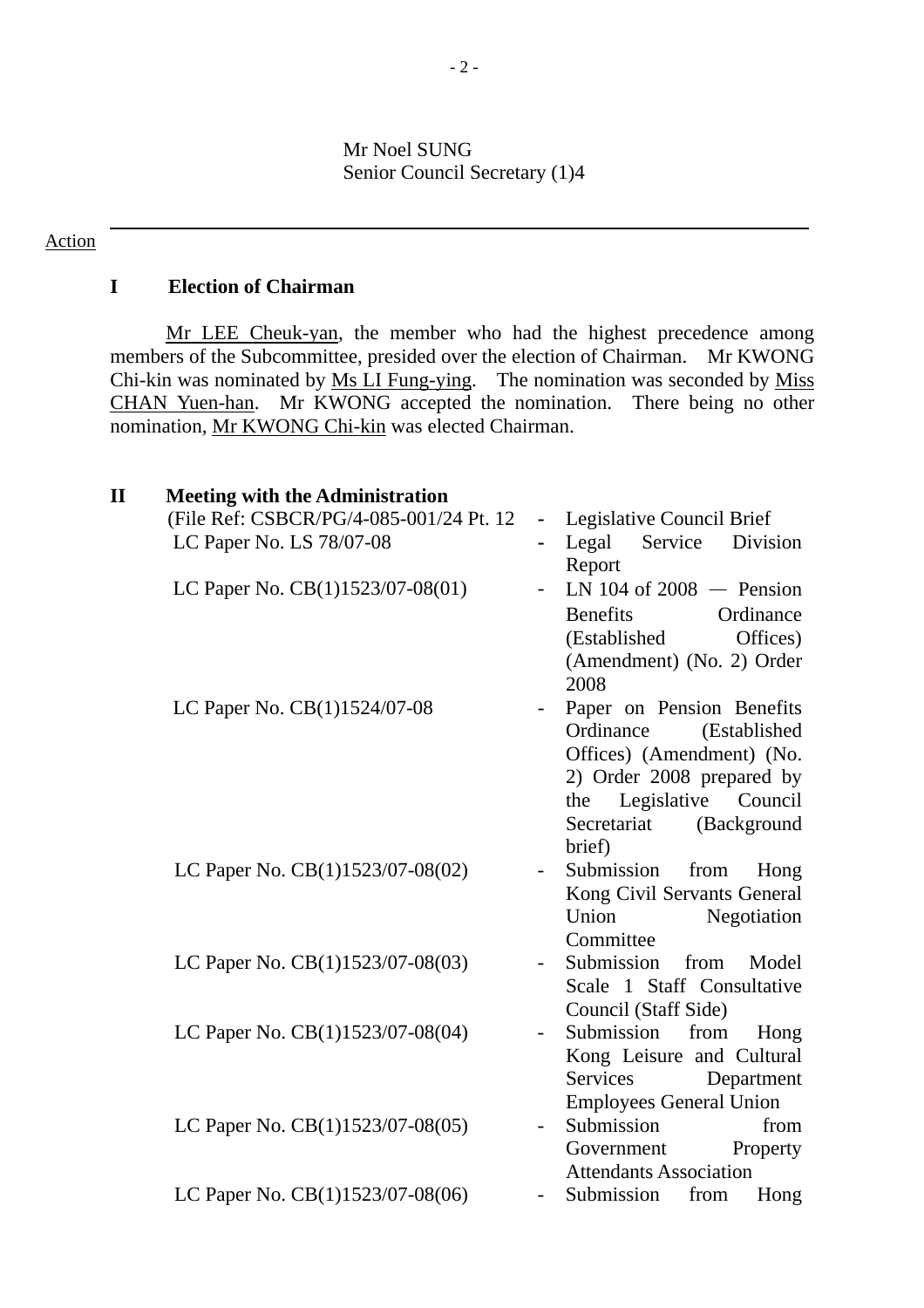Mr Noel SUNG
Senior Council Secretary (1)4

---

Action

## I Election of Chairman

<u>Mr LEE Cheuk-yan</u>, the member who had the highest precedence among members of the Subcommittee, presided over the election of Chairman. Mr KWONG Chi-kin was nominated by <u>Ms LI Fung-ying</u>. The nomination was seconded by <u>Miss CHAN Yuen-han</u>. Mr KWONG accepted the nomination. There being no other nomination, <u>Mr KWONG Chi-kin</u> was elected Chairman.

## II Meeting with the Administration

| | | |
|---|---|---|
| (File Ref: CSBCR/PG/4-085-001/24 Pt. 12 | - | Legislative Council Brief |
| LC Paper No. LS 78/07-08 | - | Legal Service Division Report |
| LC Paper No. CB(1)1523/07-08(01) | - | LN 104 of 2008 — Pension Benefits Ordinance (Established Offices) (Amendment) (No. 2) Order 2008 |
| LC Paper No. CB(1)1524/07-08 | - | Paper on Pension Benefits Ordinance (Established Offices) (Amendment) (No. 2) Order 2008 prepared by the Legislative Council Secretariat (Background brief) |
| LC Paper No. CB(1)1523/07-08(02) | - | Submission from Hong Kong Civil Servants General Union Negotiation Committee |
| LC Paper No. CB(1)1523/07-08(03) | - | Submission from Model Scale 1 Staff Consultative Council (Staff Side) |
| LC Paper No. CB(1)1523/07-08(04) | - | Submission from Hong Kong Leisure and Cultural Services Department Employees General Union |
| LC Paper No. CB(1)1523/07-08(05) | - | Submission from Government Property Attendants Association |
| LC Paper No. CB(1)1523/07-08(06) | - | Submission from Hong |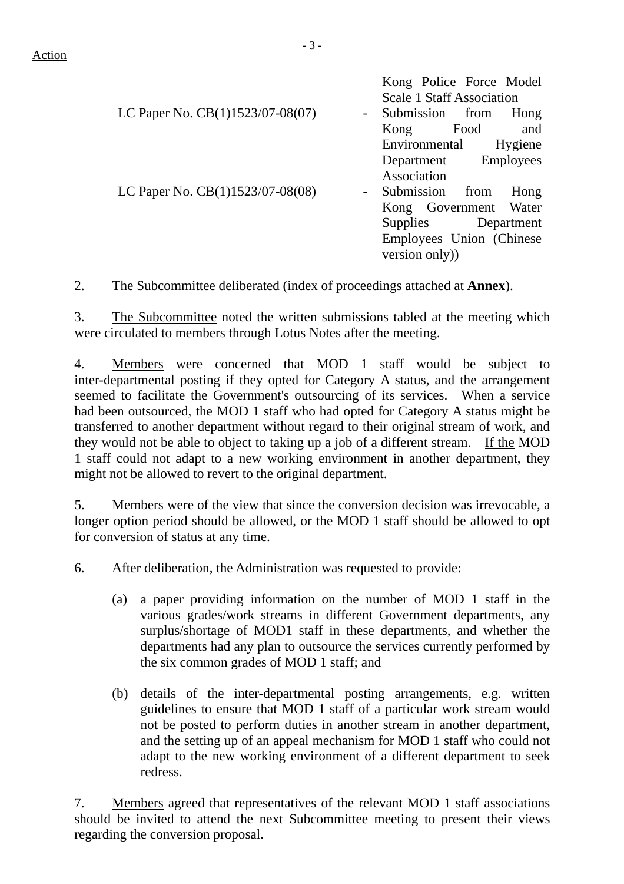Action

| | | |
|---|---|---|
| | | Kong Police Force Model Scale 1 Staff Association |
| LC Paper No. CB(1)1523/07-08(07) | - | Submission from Hong Kong Food and Environmental Hygiene Department Employees Association |
| LC Paper No. CB(1)1523/07-08(08) | - | Submission from Hong Kong Government Water Supplies Department Employees Union (Chinese version only)) |

2. The Subcommittee deliberated (index of proceedings attached at **Annex**).

3. The Subcommittee noted the written submissions tabled at the meeting which were circulated to members through Lotus Notes after the meeting.

4. Members were concerned that MOD 1 staff would be subject to inter-departmental posting if they opted for Category A status, and the arrangement seemed to facilitate the Government's outsourcing of its services. When a service had been outsourced, the MOD 1 staff who had opted for Category A status might be transferred to another department without regard to their original stream of work, and they would not be able to object to taking up a job of a different stream. If the MOD 1 staff could not adapt to a new working environment in another department, they might not be allowed to revert to the original department.

5. Members were of the view that since the conversion decision was irrevocable, a longer option period should be allowed, or the MOD 1 staff should be allowed to opt for conversion of status at any time.

6. After deliberation, the Administration was requested to provide:

(a) a paper providing information on the number of MOD 1 staff in the various grades/work streams in different Government departments, any surplus/shortage of MOD1 staff in these departments, and whether the departments had any plan to outsource the services currently performed by the six common grades of MOD 1 staff; and

(b) details of the inter-departmental posting arrangements, e.g. written guidelines to ensure that MOD 1 staff of a particular work stream would not be posted to perform duties in another stream in another department, and the setting up of an appeal mechanism for MOD 1 staff who could not adapt to the new working environment of a different department to seek redress.

7. Members agreed that representatives of the relevant MOD 1 staff associations should be invited to attend the next Subcommittee meeting to present their views regarding the conversion proposal.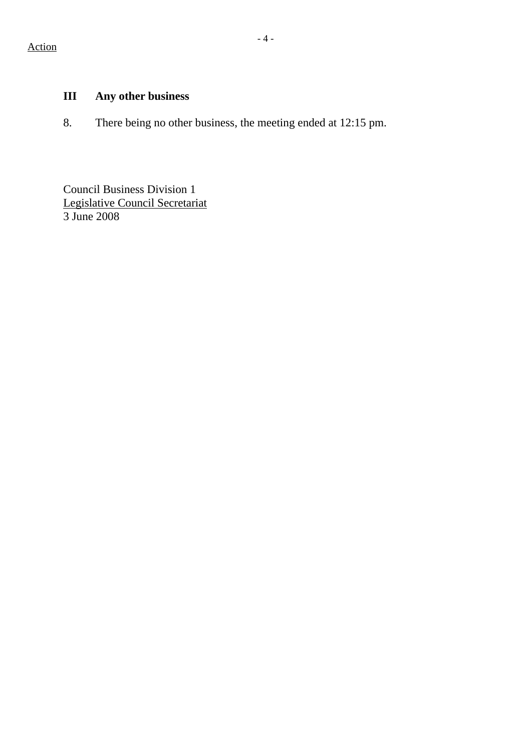Action

## III Any other business

8. There being no other business, the meeting ended at 12:15 pm.

Council Business Division 1
Legislative Council Secretariat
3 June 2008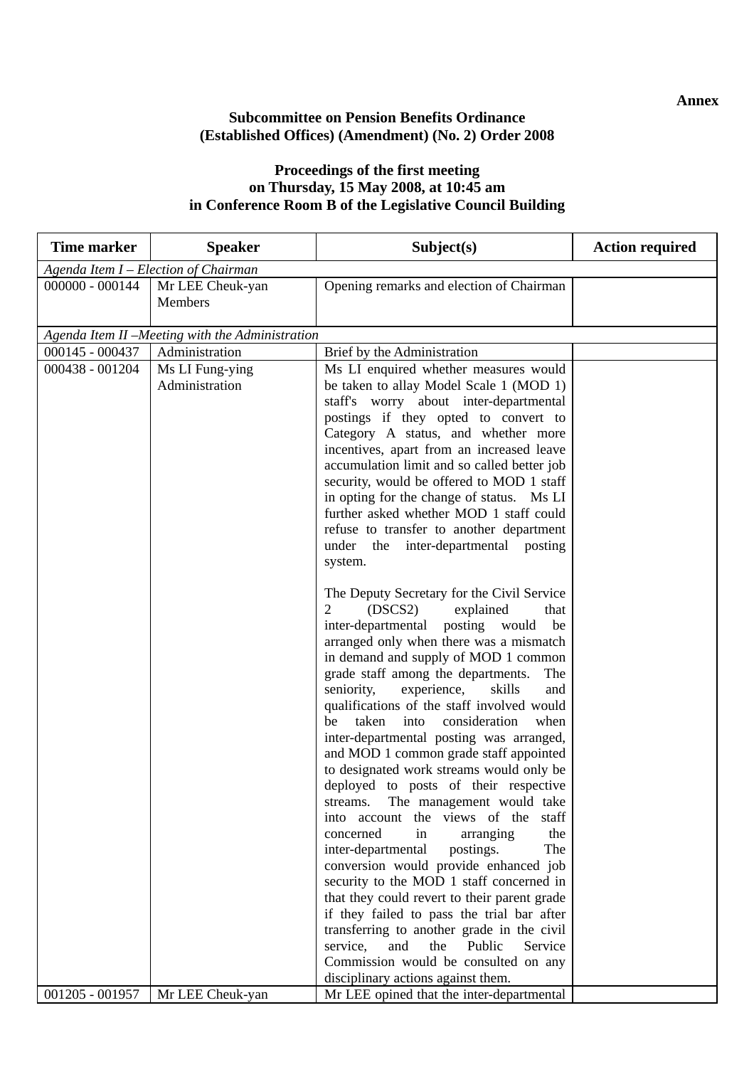**Annex**

**Subcommittee on Pension Benefits Ordinance (Established Offices) (Amendment) (No. 2) Order 2008**

**Proceedings of the first meeting on Thursday, 15 May 2008, at 10:45 am in Conference Room B of the Legislative Council Building**

| Time marker | Speaker | Subject(s) | Action required |
|---|---|---|---|
| *Agenda Item I – Election of Chairman* | | | |
| 000000 - 000144 | Mr LEE Cheuk-yan<br>Members | Opening remarks and election of Chairman | |
| *Agenda Item II –Meeting with the Administration* | | | |
| 000145 - 000437 | Administration | Brief by the Administration | |
| 000438 - 001204 | Ms LI Fung-ying<br>Administration | Ms LI enquired whether measures would be taken to allay Model Scale 1 (MOD 1) staff's worry about inter-departmental postings if they opted to convert to Category A status, and whether more incentives, apart from an increased leave accumulation limit and so called better job security, would be offered to MOD 1 staff in opting for the change of status. Ms LI further asked whether MOD 1 staff could refuse to transfer to another department under the inter-departmental posting system.<br><br>The Deputy Secretary for the Civil Service 2 (DSCS2) explained that inter-departmental posting would be arranged only when there was a mismatch in demand and supply of MOD 1 common grade staff among the departments. The seniority, experience, skills and qualifications of the staff involved would be taken into consideration when inter-departmental posting was arranged, and MOD 1 common grade staff appointed to designated work streams would only be deployed to posts of their respective streams. The management would take into account the views of the staff concerned in arranging the inter-departmental postings. The conversion would provide enhanced job security to the MOD 1 staff concerned in that they could revert to their parent grade if they failed to pass the trial bar after transferring to another grade in the civil service, and the Public Service Commission would be consulted on any disciplinary actions against them. | |
| 001205 - 001957 | Mr LEE Cheuk-yan | Mr LEE opined that the inter-departmental | |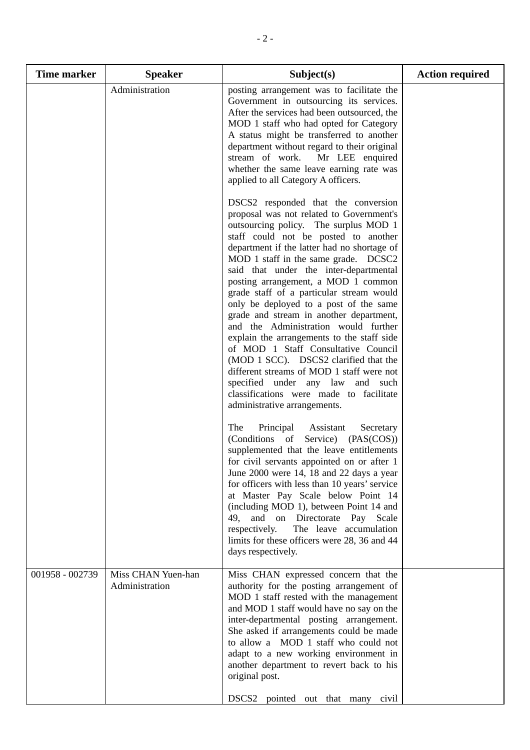| Time marker | Speaker | Subject(s) | Action required |
|---|---|---|---|
| | Administration | posting arrangement was to facilitate the Government in outsourcing its services. After the services had been outsourced, the MOD 1 staff who had opted for Category A status might be transferred to another department without regard to their original stream of work. Mr LEE enquired whether the same leave earning rate was applied to all Category A officers.<br><br>DSCS2 responded that the conversion proposal was not related to Government's outsourcing policy. The surplus MOD 1 staff could not be posted to another department if the latter had no shortage of MOD 1 staff in the same grade. DCSC2 said that under the inter-departmental posting arrangement, a MOD 1 common grade staff of a particular stream would only be deployed to a post of the same grade and stream in another department, and the Administration would further explain the arrangements to the staff side of MOD 1 Staff Consultative Council (MOD 1 SCC). DSCS2 clarified that the different streams of MOD 1 staff were not specified under any law and such classifications were made to facilitate administrative arrangements.<br><br>The Principal Assistant Secretary (Conditions of Service) (PAS(COS)) supplemented that the leave entitlements for civil servants appointed on or after 1 June 2000 were 14, 18 and 22 days a year for officers with less than 10 years' service at Master Pay Scale below Point 14 (including MOD 1), between Point 14 and 49, and on Directorate Pay Scale respectively. The leave accumulation limits for these officers were 28, 36 and 44 days respectively. | |
| 001958 - 002739 | Miss CHAN Yuen-han<br>Administration | Miss CHAN expressed concern that the authority for the posting arrangement of MOD 1 staff rested with the management and MOD 1 staff would have no say on the inter-departmental posting arrangement. She asked if arrangements could be made to allow a MOD 1 staff who could not adapt to a new working environment in another department to revert back to his original post.<br><br>DSCS2 pointed out that many civil | |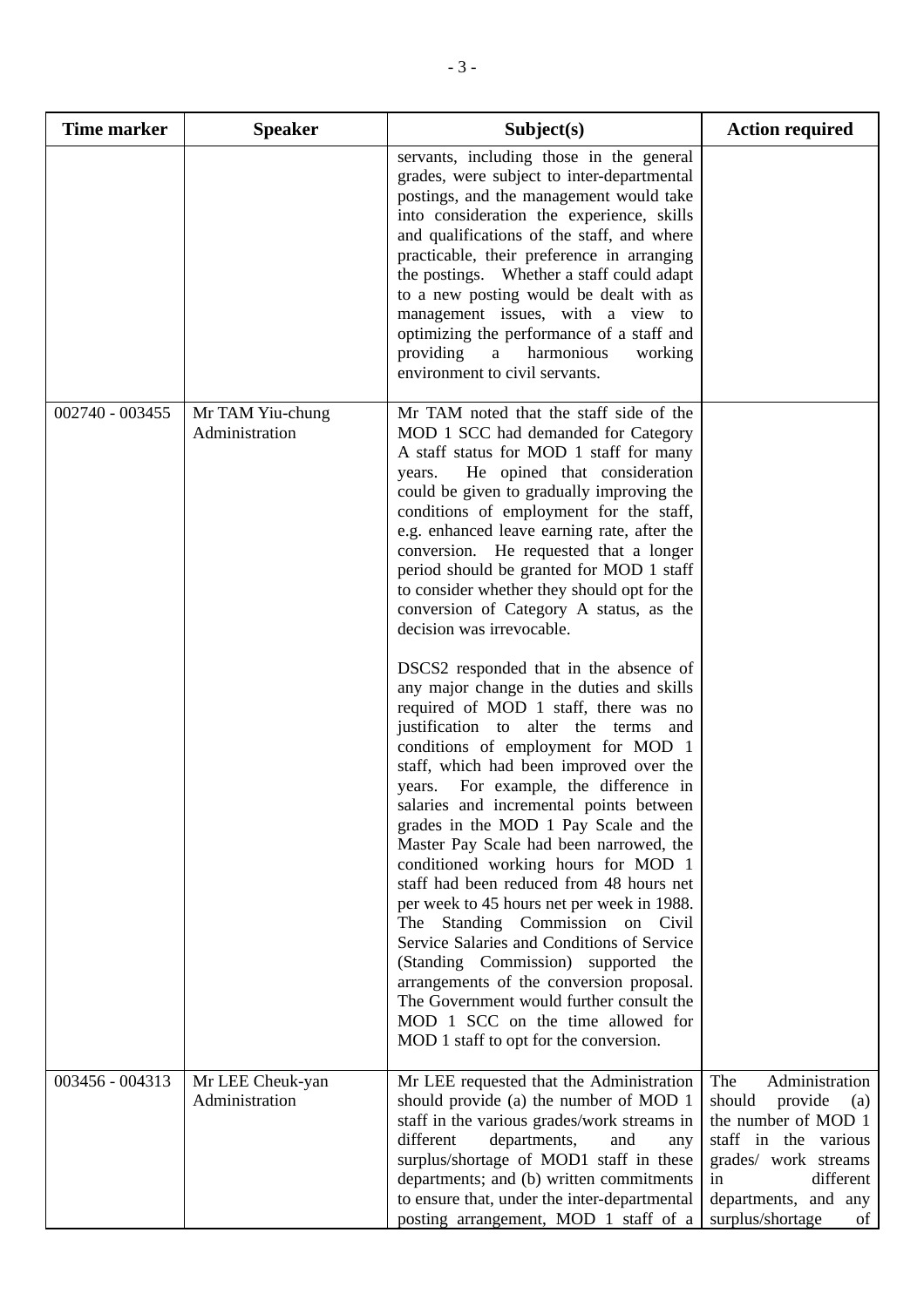| Time marker | Speaker | Subject(s) | Action required |
|---|---|---|---|
| | | servants, including those in the general grades, were subject to inter-departmental postings, and the management would take into consideration the experience, skills and qualifications of the staff, and where practicable, their preference in arranging the postings. Whether a staff could adapt to a new posting would be dealt with as management issues, with a view to optimizing the performance of a staff and providing a harmonious working environment to civil servants. | |
| 002740 - 003455 | Mr TAM Yiu-chung<br>Administration | Mr TAM noted that the staff side of the MOD 1 SCC had demanded for Category A staff status for MOD 1 staff for many years. He opined that consideration could be given to gradually improving the conditions of employment for the staff, e.g. enhanced leave earning rate, after the conversion. He requested that a longer period should be granted for MOD 1 staff to consider whether they should opt for the conversion of Category A status, as the decision was irrevocable.<br><br>DSCS2 responded that in the absence of any major change in the duties and skills required of MOD 1 staff, there was no justification to alter the terms and conditions of employment for MOD 1 staff, which had been improved over the years. For example, the difference in salaries and incremental points between grades in the MOD 1 Pay Scale and the Master Pay Scale had been narrowed, the conditioned working hours for MOD 1 staff had been reduced from 48 hours net per week to 45 hours net per week in 1988. The Standing Commission on Civil Service Salaries and Conditions of Service (Standing Commission) supported the arrangements of the conversion proposal. The Government would further consult the MOD 1 SCC on the time allowed for MOD 1 staff to opt for the conversion. | |
| 003456 - 004313 | Mr LEE Cheuk-yan<br>Administration | Mr LEE requested that the Administration should provide (a) the number of MOD 1 staff in the various grades/work streams in different departments, and any surplus/shortage of MOD1 staff in these departments; and (b) written commitments to ensure that, under the inter-departmental posting arrangement, MOD 1 staff of a | The Administration should provide (a) the number of MOD 1 staff in the various grades/ work streams in different departments, and any surplus/shortage of |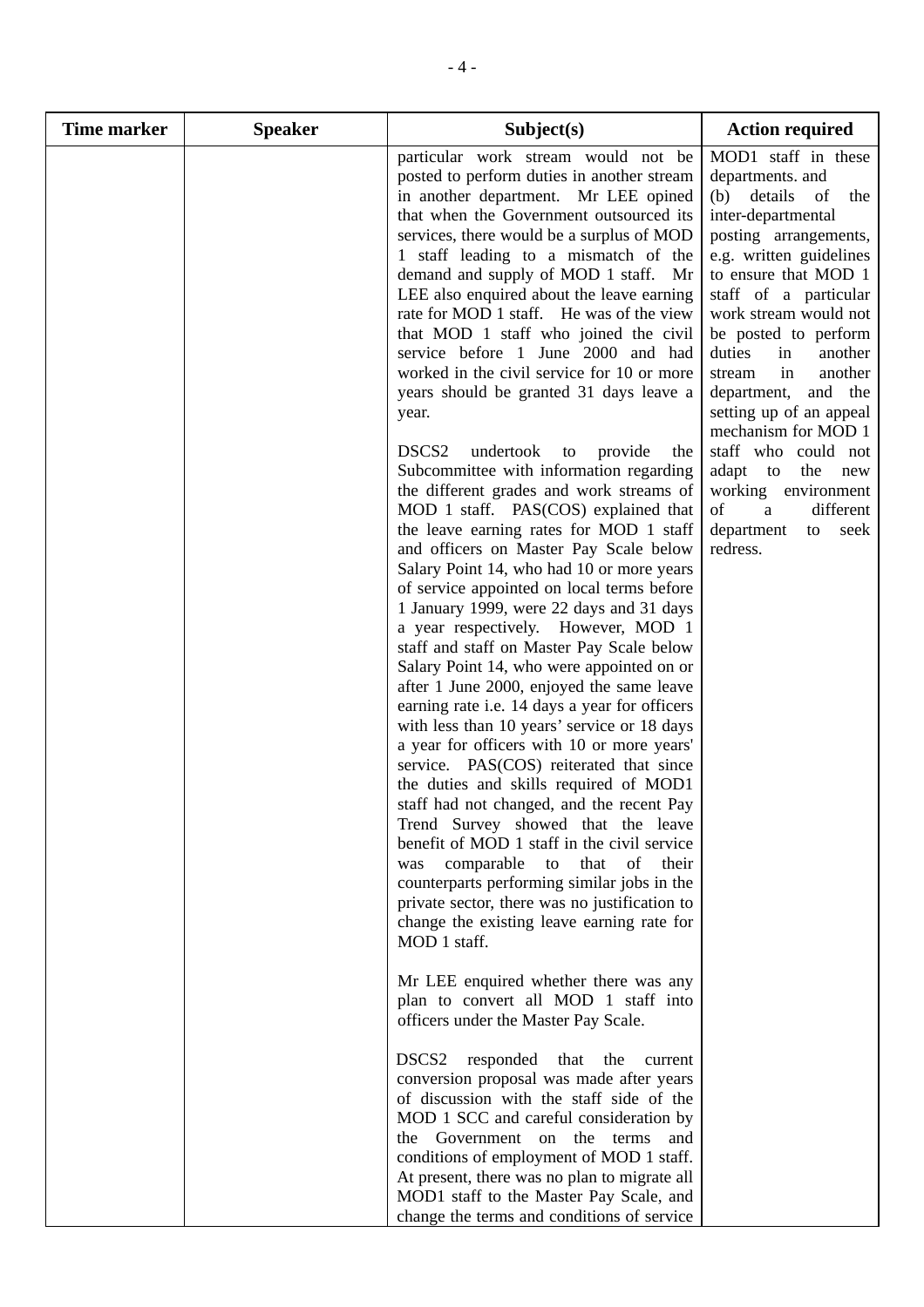| Time marker | Speaker | Subject(s) | Action required |
|---|---|---|---|
| | | particular work stream would not be posted to perform duties in another stream in another department. Mr LEE opined that when the Government outsourced its services, there would be a surplus of MOD 1 staff leading to a mismatch of the demand and supply of MOD 1 staff. Mr LEE also enquired about the leave earning rate for MOD 1 staff. He was of the view that MOD 1 staff who joined the civil service before 1 June 2000 and had worked in the civil service for 10 or more years should be granted 31 days leave a year.<br><br>DSCS2 undertook to provide the Subcommittee with information regarding the different grades and work streams of MOD 1 staff. PAS(COS) explained that the leave earning rates for MOD 1 staff and officers on Master Pay Scale below Salary Point 14, who had 10 or more years of service appointed on local terms before 1 January 1999, were 22 days and 31 days a year respectively. However, MOD 1 staff and staff on Master Pay Scale below Salary Point 14, who were appointed on or after 1 June 2000, enjoyed the same leave earning rate i.e. 14 days a year for officers with less than 10 years' service or 18 days a year for officers with 10 or more years' service. PAS(COS) reiterated that since the duties and skills required of MOD1 staff had not changed, and the recent Pay Trend Survey showed that the leave benefit of MOD 1 staff in the civil service was comparable to that of their counterparts performing similar jobs in the private sector, there was no justification to change the existing leave earning rate for MOD 1 staff.<br><br>Mr LEE enquired whether there was any plan to convert all MOD 1 staff into officers under the Master Pay Scale.<br><br>DSCS2 responded that the current conversion proposal was made after years of discussion with the staff side of the MOD 1 SCC and careful consideration by the Government on the terms and conditions of employment of MOD 1 staff. At present, there was no plan to migrate all MOD1 staff to the Master Pay Scale, and change the terms and conditions of service | MOD1 staff in these departments. and<br>(b) details of the inter-departmental posting arrangements, e.g. written guidelines to ensure that MOD 1 staff of a particular work stream would not be posted to perform duties in another stream in another department, and the setting up of an appeal mechanism for MOD 1 staff who could not adapt to the new working environment of a different department to seek redress. |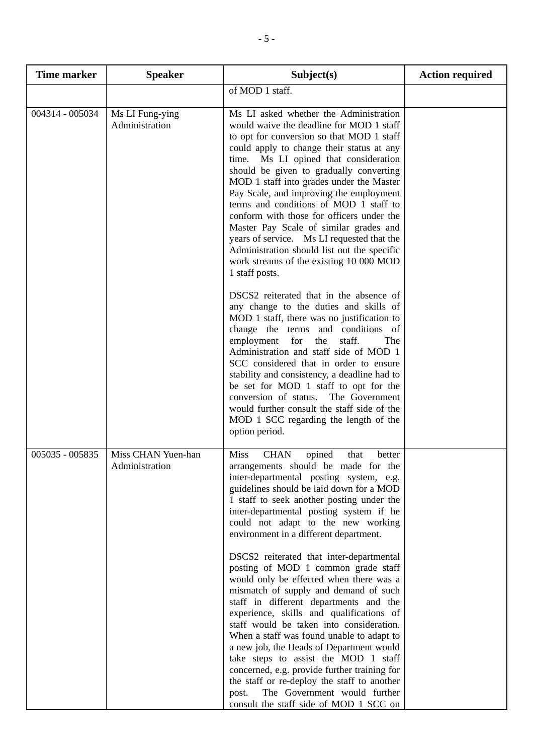| Time marker | Speaker | Subject(s) | Action required |
|---|---|---|---|
| | | of MOD 1 staff. | |
| 004314 - 005034 | Ms LI Fung-ying<br>Administration | Ms LI asked whether the Administration would waive the deadline for MOD 1 staff to opt for conversion so that MOD 1 staff could apply to change their status at any time. Ms LI opined that consideration should be given to gradually converting MOD 1 staff into grades under the Master Pay Scale, and improving the employment terms and conditions of MOD 1 staff to conform with those for officers under the Master Pay Scale of similar grades and years of service. Ms LI requested that the Administration should list out the specific work streams of the existing 10 000 MOD 1 staff posts.<br><br>DSCS2 reiterated that in the absence of any change to the duties and skills of MOD 1 staff, there was no justification to change the terms and conditions of employment for the staff. The Administration and staff side of MOD 1 SCC considered that in order to ensure stability and consistency, a deadline had to be set for MOD 1 staff to opt for the conversion of status. The Government would further consult the staff side of the MOD 1 SCC regarding the length of the option period. | |
| 005035 - 005835 | Miss CHAN Yuen-han<br>Administration | Miss CHAN opined that better arrangements should be made for the inter-departmental posting system, e.g. guidelines should be laid down for a MOD 1 staff to seek another posting under the inter-departmental posting system if he could not adapt to the new working environment in a different department.<br><br>DSCS2 reiterated that inter-departmental posting of MOD 1 common grade staff would only be effected when there was a mismatch of supply and demand of such staff in different departments and the experience, skills and qualifications of staff would be taken into consideration. When a staff was found unable to adapt to a new job, the Heads of Department would take steps to assist the MOD 1 staff concerned, e.g. provide further training for the staff or re-deploy the staff to another post. The Government would further consult the staff side of MOD 1 SCC on | |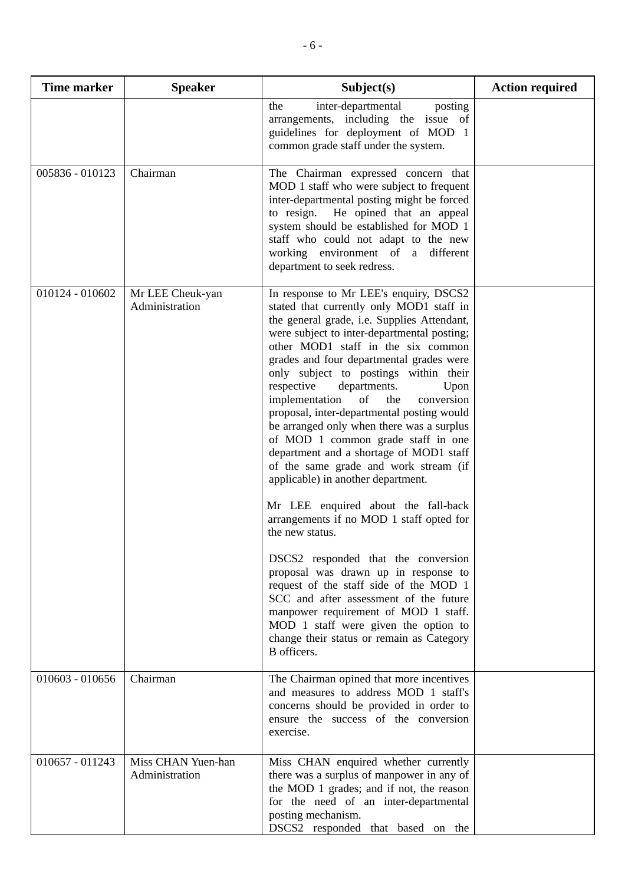| Time marker | Speaker | Subject(s) | Action required |
|---|---|---|---|
| | | the inter-departmental posting arrangements, including the issue of guidelines for deployment of MOD 1 common grade staff under the system. | |
| 005836 - 010123 | Chairman | The Chairman expressed concern that MOD 1 staff who were subject to frequent inter-departmental posting might be forced to resign. He opined that an appeal system should be established for MOD 1 staff who could not adapt to the new working environment of a different department to seek redress. | |
| 010124 - 010602 | Mr LEE Cheuk-yan<br>Administration | In response to Mr LEE's enquiry, DSCS2 stated that currently only MOD1 staff in the general grade, i.e. Supplies Attendant, were subject to inter-departmental posting; other MOD1 staff in the six common grades and four departmental grades were only subject to postings within their respective departments. Upon implementation of the conversion proposal, inter-departmental posting would be arranged only when there was a surplus of MOD 1 common grade staff in one department and a shortage of MOD1 staff of the same grade and work stream (if applicable) in another department.<br><br>Mr LEE enquired about the fall-back arrangements if no MOD 1 staff opted for the new status.<br><br>DSCS2 responded that the conversion proposal was drawn up in response to request of the staff side of the MOD 1 SCC and after assessment of the future manpower requirement of MOD 1 staff. MOD 1 staff were given the option to change their status or remain as Category B officers. | |
| 010603 - 010656 | Chairman | The Chairman opined that more incentives and measures to address MOD 1 staff's concerns should be provided in order to ensure the success of the conversion exercise. | |
| 010657 - 011243 | Miss CHAN Yuen-han<br>Administration | Miss CHAN enquired whether currently there was a surplus of manpower in any of the MOD 1 grades; and if not, the reason for the need of an inter-departmental posting mechanism.<br>DSCS2 responded that based on the | |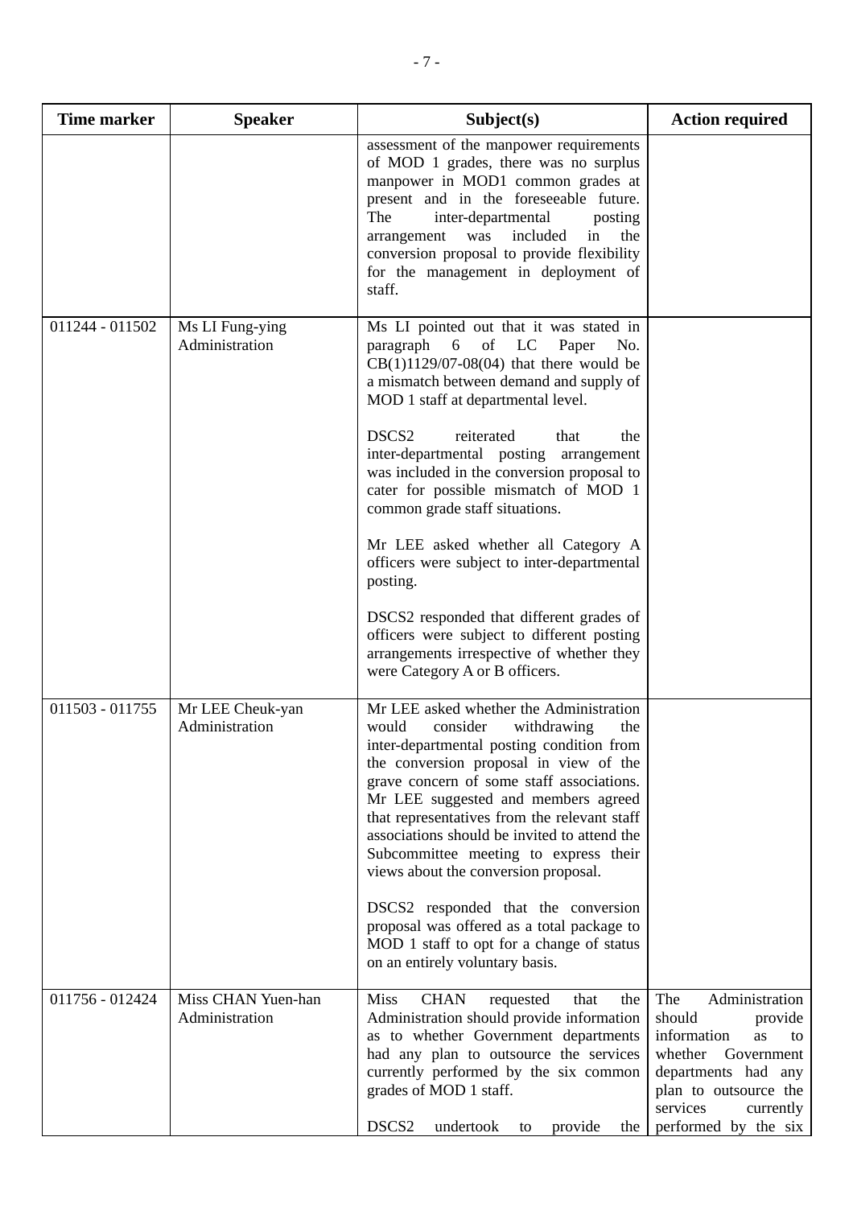| Time marker | Speaker | Subject(s) | Action required |
|---|---|---|---|
| | | assessment of the manpower requirements of MOD 1 grades, there was no surplus manpower in MOD1 common grades at present and in the foreseeable future. The inter-departmental posting arrangement was included in the conversion proposal to provide flexibility for the management in deployment of staff. | |
| 011244 - 011502 | Ms LI Fung-ying<br>Administration | Ms LI pointed out that it was stated in paragraph 6 of LC Paper No. CB(1)1129/07-08(04) that there would be a mismatch between demand and supply of MOD 1 staff at departmental level.<br><br>DSCS2 reiterated that the inter-departmental posting arrangement was included in the conversion proposal to cater for possible mismatch of MOD 1 common grade staff situations.<br><br>Mr LEE asked whether all Category A officers were subject to inter-departmental posting.<br><br>DSCS2 responded that different grades of officers were subject to different posting arrangements irrespective of whether they were Category A or B officers. | |
| 011503 - 011755 | Mr LEE Cheuk-yan<br>Administration | Mr LEE asked whether the Administration would consider withdrawing the inter-departmental posting condition from the conversion proposal in view of the grave concern of some staff associations. Mr LEE suggested and members agreed that representatives from the relevant staff associations should be invited to attend the Subcommittee meeting to express their views about the conversion proposal.<br><br>DSCS2 responded that the conversion proposal was offered as a total package to MOD 1 staff to opt for a change of status on an entirely voluntary basis. | |
| 011756 - 012424 | Miss CHAN Yuen-han<br>Administration | Miss CHAN requested that the Administration should provide information as to whether Government departments had any plan to outsource the services currently performed by the six common grades of MOD 1 staff.<br><br>DSCS2 undertook to provide the | The Administration should provide information as to whether Government departments had any plan to outsource the services currently performed by the six |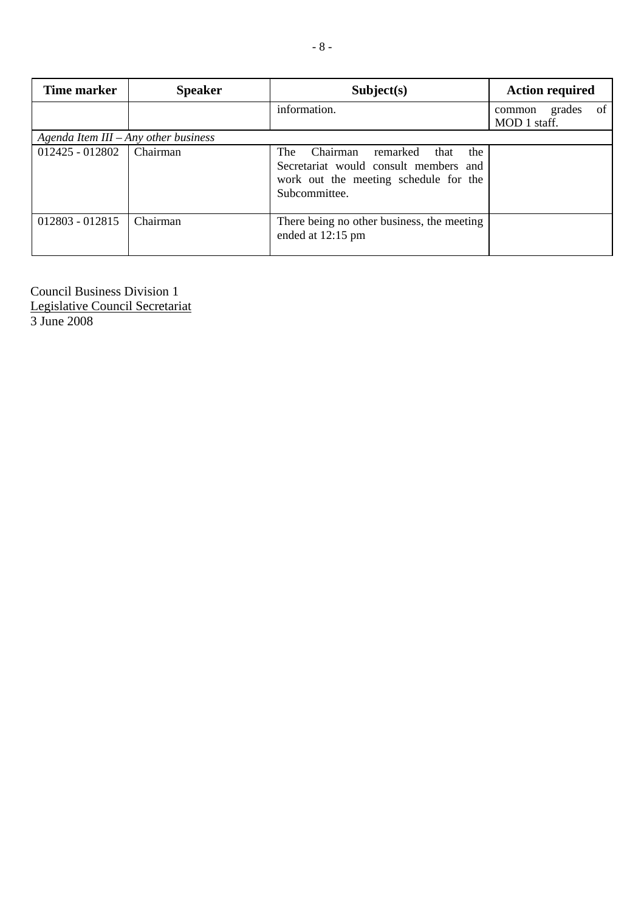| Time marker | Speaker | Subject(s) | Action required |
|---|---|---|---|
| | | information. | common grades of MOD 1 staff. |
| *Agenda Item III – Any other business* | | | |
| 012425 - 012802 | Chairman | The Chairman remarked that the Secretariat would consult members and work out the meeting schedule for the Subcommittee. | |
| 012803 - 012815 | Chairman | There being no other business, the meeting ended at 12:15 pm | |

Council Business Division 1
Legislative Council Secretariat
3 June 2008